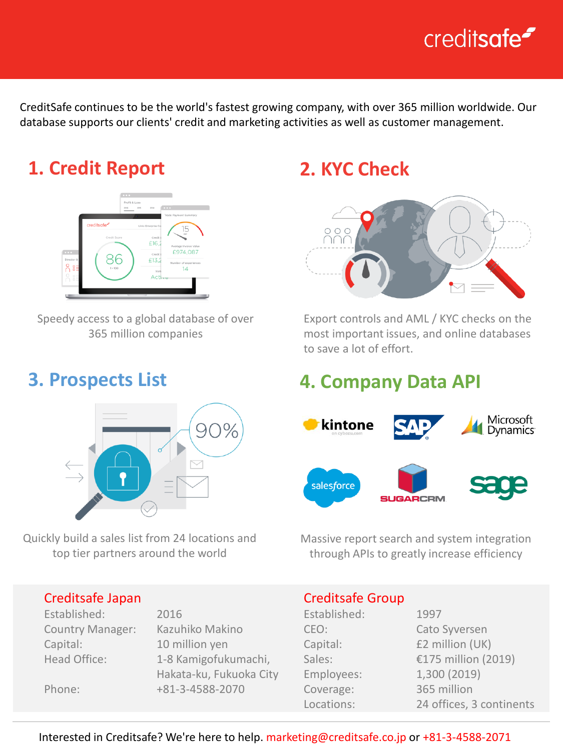creditsafe

CreditSafe continues to be the world's fastest growing company, with over 365 million worldwide. Our database supports our clients' credit and marketing activities as well as customer management.

## 1. Credit Report

Speedy access to a global database of over 365 million companies

## 2. KYC Check

Export controls and AML / KYC checks on the most important issues, and online databases to save a lot of effort.

## 3. Prospects List

Quickly build a sales list from 24 locations and top tier partners around the world

## 4. Company Data API

kintone, SAP, Microsoft Dynamics, salesforce, SUGARCRM, sage

Massive report search and system integration through APIs to greatly increase efficiency

### Creditsafe Japan

| | |
|---|---|
| Established: | 2016 |
| Country Manager: | Kazuhiko Makino |
| Capital: | 10 million yen |
| Head Office: | 1-8 Kamigofukumachi, Hakata-ku, Fukuoka City |
| Phone: | +81-3-4588-2070 |

### Creditsafe Group

| | |
|---|---|
| Established: | 1997 |
| CEO: | Cato Syversen |
| Capital: | £2 million (UK) |
| Sales: | €175 million (2019) |
| Employees: | 1,300 (2019) |
| Coverage: | 365 million |
| Locations: | 24 offices, 3 continents |

Interested in Creditsafe? We're here to help. marketing@creditsafe.co.jp or +81-3-4588-2071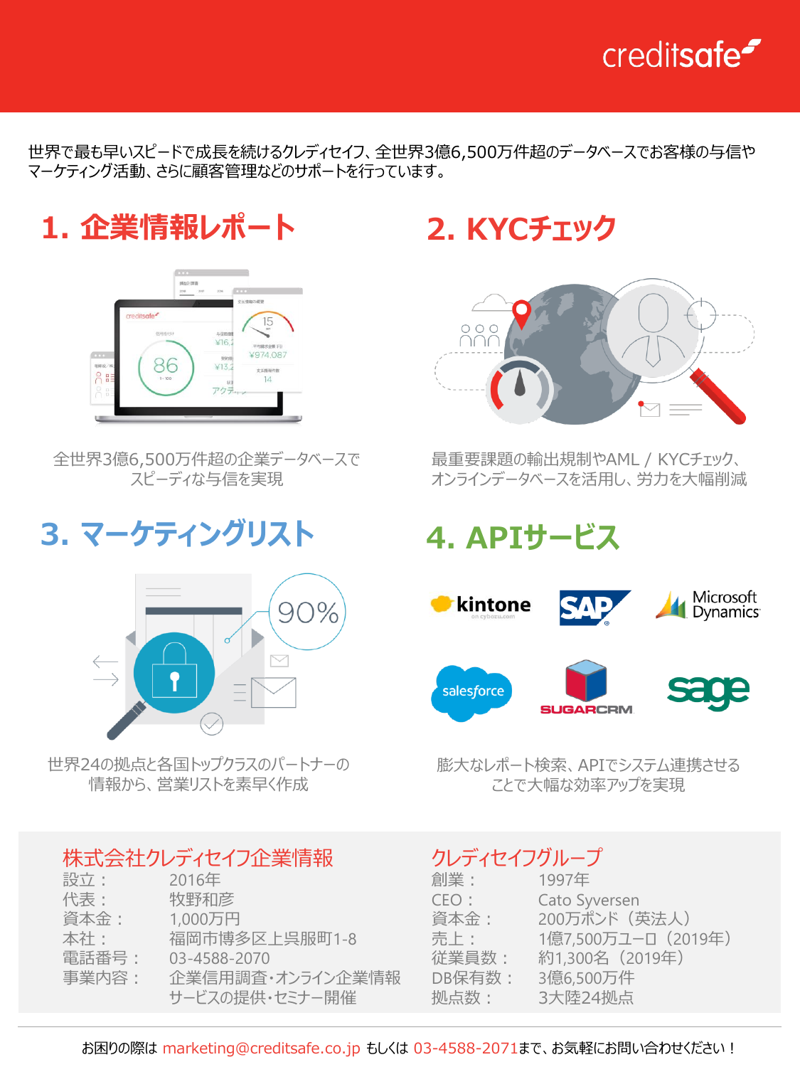creditsafe

世界で最も早いスピードで成長を続けるクレディセイフ、全世界3億6,500万件超のデータベースでお客様の与信やマーケティング活動、さらに顧客管理などのサポートを行っています。

## 1. 企業情報レポート

全世界3億6,500万件超の企業データベースでスピーディな与信を実現

## 2. KYCチェック

最重要課題の輸出規制やAML / KYCチェック、オンラインデータベースを活用し、労力を大幅削減

## 3. マーケティングリスト

世界24の拠点と各国トップクラスのパートナーの情報から、営業リストを素早く作成

## 4. APIサービス

kintone / SAP / Microsoft Dynamics / salesforce / SUGARCRM / sage

膨大なレポート検索、APIでシステム連携させることで大幅な効率アップを実現

### 株式会社クレディセイフ企業情報

| | |
|---|---|
| 設立： | 2016年 |
| 代表： | 牧野和彦 |
| 資本金： | 1,000万円 |
| 本社： | 福岡市博多区上呉服町1-8 |
| 電話番号： | 03-4588-2070 |
| 事業内容： | 企業信用調査･オンライン企業情報サービスの提供･セミナー開催 |

### クレディセイフグループ

| | |
|---|---|
| 創業： | 1997年 |
| CEO： | Cato Syversen |
| 資本金： | 200万ポンド（英法人） |
| 売上： | 1億7,500万ユーロ（2019年） |
| 従業員数： | 約1,300名（2019年） |
| DB保有数： | 3億6,500万件 |
| 拠点数： | 3大陸24拠点 |

お困りの際は marketing@creditsafe.co.jp もしくは 03-4588-2071まで、お気軽にお問い合わせください！